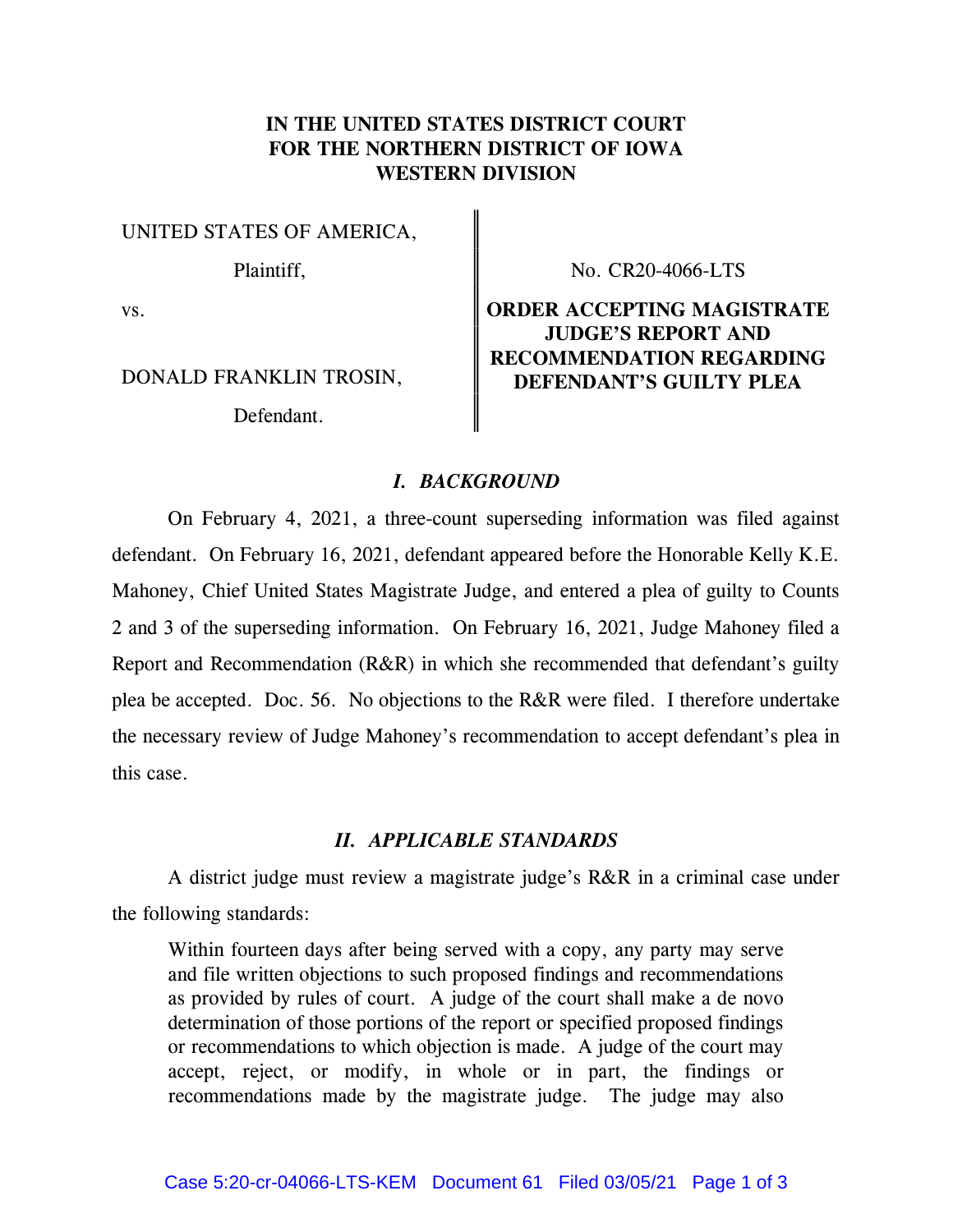**IN THE UNITED STATES DISTRICT COURT FOR THE NORTHERN DISTRICT OF IOWA WESTERN DIVISION**

UNITED STATES OF AMERICA,

Plaintiff,

vs.

DONALD FRANKLIN TROSIN,

Defendant.

No. CR20-4066-LTS

**ORDER ACCEPTING MAGISTRATE JUDGE'S REPORT AND RECOMMENDATION REGARDING DEFENDANT'S GUILTY PLEA**

## *I. BACKGROUND*

On February 4, 2021, a three-count superseding information was filed against defendant. On February 16, 2021, defendant appeared before the Honorable Kelly K.E. Mahoney, Chief United States Magistrate Judge, and entered a plea of guilty to Counts 2 and 3 of the superseding information. On February 16, 2021, Judge Mahoney filed a Report and Recommendation (R&R) in which she recommended that defendant's guilty plea be accepted. Doc. 56. No objections to the R&R were filed. I therefore undertake the necessary review of Judge Mahoney's recommendation to accept defendant's plea in this case.

## *II. APPLICABLE STANDARDS*

A district judge must review a magistrate judge's R&R in a criminal case under the following standards:

> Within fourteen days after being served with a copy, any party may serve and file written objections to such proposed findings and recommendations as provided by rules of court. A judge of the court shall make a de novo determination of those portions of the report or specified proposed findings or recommendations to which objection is made. A judge of the court may accept, reject, or modify, in whole or in part, the findings or recommendations made by the magistrate judge. The judge may also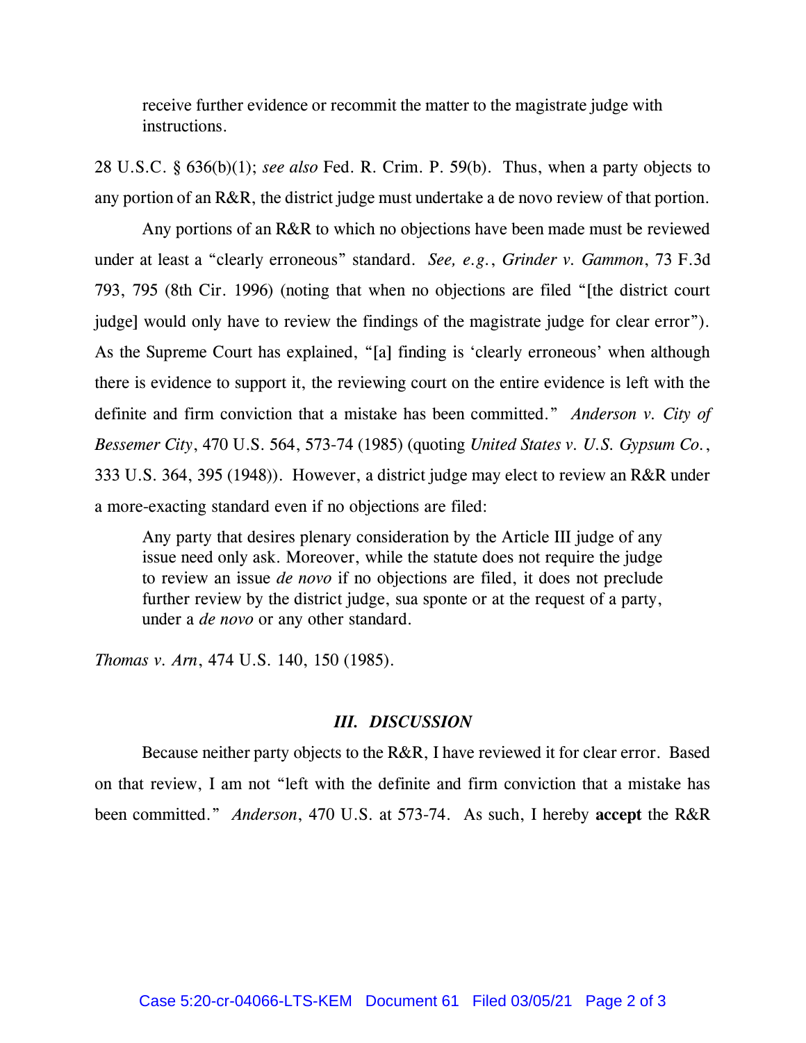> receive further evidence or recommit the matter to the magistrate judge with instructions.

28 U.S.C. § 636(b)(1); *see also* Fed. R. Crim. P. 59(b). Thus, when a party objects to any portion of an R&R, the district judge must undertake a de novo review of that portion.

Any portions of an R&R to which no objections have been made must be reviewed under at least a "clearly erroneous" standard. *See, e.g.*, *Grinder v. Gammon*, 73 F.3d 793, 795 (8th Cir. 1996) (noting that when no objections are filed "[the district court judge] would only have to review the findings of the magistrate judge for clear error"). As the Supreme Court has explained, "[a] finding is 'clearly erroneous' when although there is evidence to support it, the reviewing court on the entire evidence is left with the definite and firm conviction that a mistake has been committed." *Anderson v. City of Bessemer City*, 470 U.S. 564, 573-74 (1985) (quoting *United States v. U.S. Gypsum Co.*, 333 U.S. 364, 395 (1948)). However, a district judge may elect to review an R&R under a more-exacting standard even if no objections are filed:

> Any party that desires plenary consideration by the Article III judge of any issue need only ask. Moreover, while the statute does not require the judge to review an issue *de novo* if no objections are filed, it does not preclude further review by the district judge, sua sponte or at the request of a party, under a *de novo* or any other standard.

*Thomas v. Arn*, 474 U.S. 140, 150 (1985).

### *III. DISCUSSION*

Because neither party objects to the R&R, I have reviewed it for clear error. Based on that review, I am not "left with the definite and firm conviction that a mistake has been committed." *Anderson*, 470 U.S. at 573-74. As such, I hereby **accept** the R&R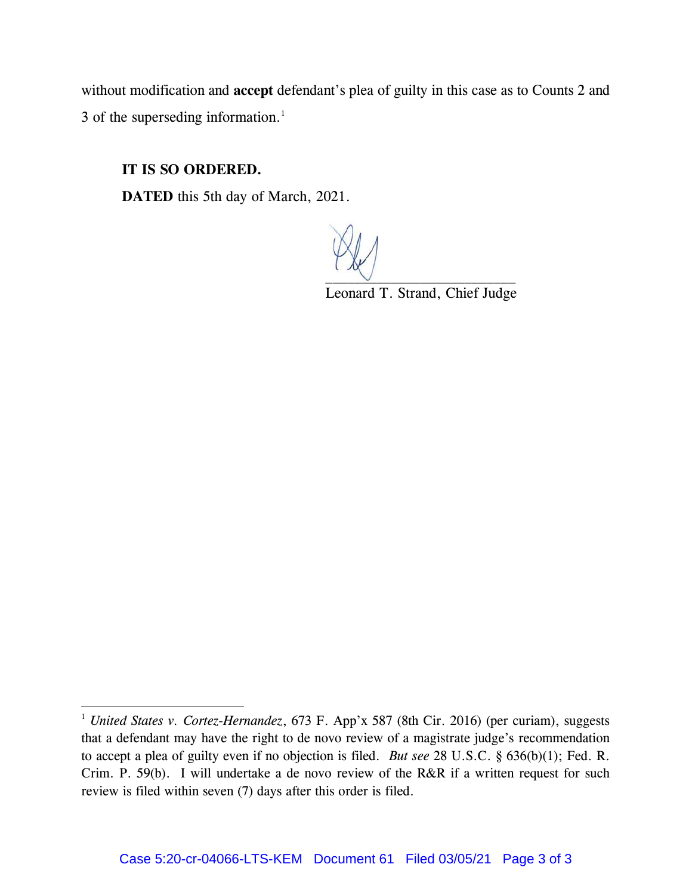without modification and **accept** defendant's plea of guilty in this case as to Counts 2 and 3 of the superseding information.[1]

**IT IS SO ORDERED.**

**DATED** this 5th day of March, 2021.

\_\_\_\_\_\_\_\_\_\_\_\_\_\_\_\_\_\_\_\_\_\_\_\_\_\_
Leonard T. Strand, Chief Judge

---

[1] *United States v. Cortez-Hernandez*, 673 F. App'x 587 (8th Cir. 2016) (per curiam), suggests that a defendant may have the right to de novo review of a magistrate judge's recommendation to accept a plea of guilty even if no objection is filed. *But see* 28 U.S.C. § 636(b)(1); Fed. R. Crim. P. 59(b). I will undertake a de novo review of the R&R if a written request for such review is filed within seven (7) days after this order is filed.